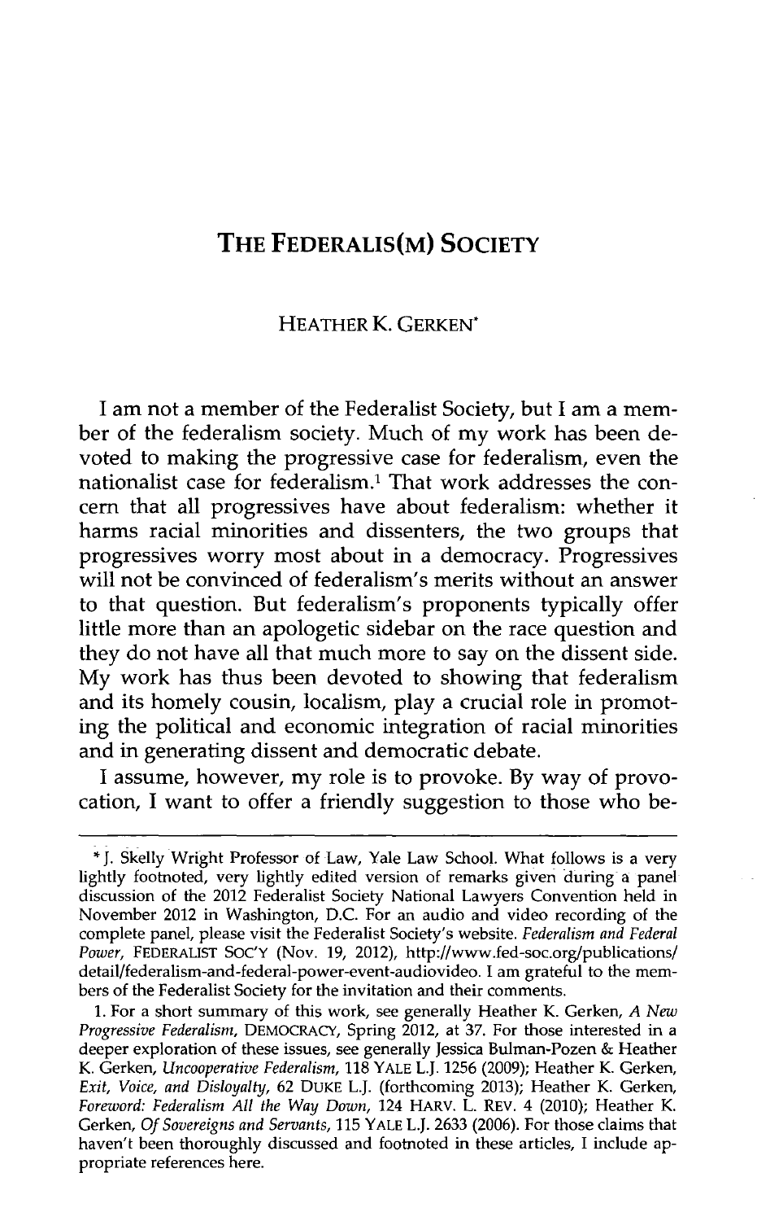# THE FEDERALIS(M) SOCIETY

HEATHER K. GERKEN*

I am not a member of the Federalist Society, but I am a member of the federalism society. Much of my work has been devoted to making the progressive case for federalism, even the nationalist case for federalism.[1] That work addresses the concern that all progressives have about federalism: whether it harms racial minorities and dissenters, the two groups that progressives worry most about in a democracy. Progressives will not be convinced of federalism's merits without an answer to that question. But federalism's proponents typically offer little more than an apologetic sidebar on the race question and they do not have all that much more to say on the dissent side. My work has thus been devoted to showing that federalism and its homely cousin, localism, play a crucial role in promoting the political and economic integration of racial minorities and in generating dissent and democratic debate.

I assume, however, my role is to provoke. By way of provocation, I want to offer a friendly suggestion to those who be-

---

\* J. Skelly Wright Professor of Law, Yale Law School. What follows is a very lightly footnoted, very lightly edited version of remarks given during a panel discussion of the 2012 Federalist Society National Lawyers Convention held in November 2012 in Washington, D.C. For an audio and video recording of the complete panel, please visit the Federalist Society's website. *Federalism and Federal Power*, FEDERALIST SOC'Y (Nov. 19, 2012), http://www.fed-soc.org/publications/detail/federalism-and-federal-power-event-audiovideo. I am grateful to the members of the Federalist Society for the invitation and their comments.

1. For a short summary of this work, see generally Heather K. Gerken, *A New Progressive Federalism*, DEMOCRACY, Spring 2012, at 37. For those interested in a deeper exploration of these issues, see generally Jessica Bulman-Pozen & Heather K. Gerken, *Uncooperative Federalism*, 118 YALE L.J. 1256 (2009); Heather K. Gerken, *Exit, Voice, and Disloyalty*, 62 DUKE L.J. (forthcoming 2013); Heather K. Gerken, *Foreword: Federalism All the Way Down*, 124 HARV. L. REV. 4 (2010); Heather K. Gerken, *Of Sovereigns and Servants*, 115 YALE L.J. 2633 (2006). For those claims that haven't been thoroughly discussed and footnoted in these articles, I include appropriate references here.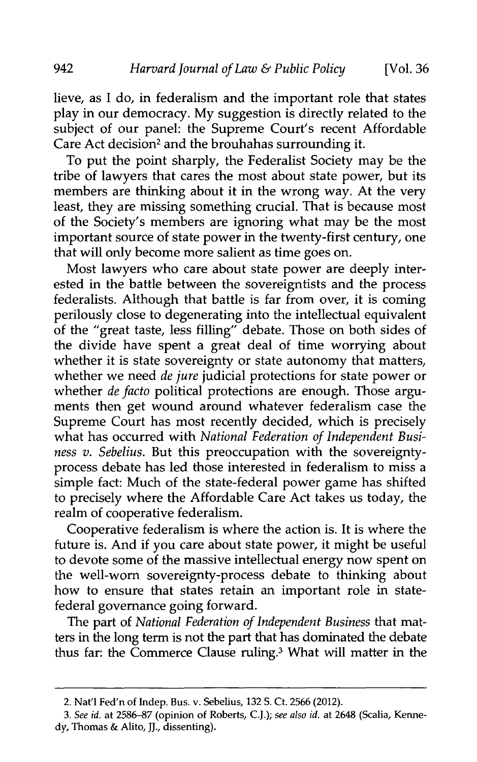lieve, as I do, in federalism and the important role that states play in our democracy. My suggestion is directly related to the subject of our panel: the Supreme Court's recent Affordable Care Act decision[2] and the brouhahas surrounding it.

To put the point sharply, the Federalist Society may be the tribe of lawyers that cares the most about state power, but its members are thinking about it in the wrong way. At the very least, they are missing something crucial. That is because most of the Society's members are ignoring what may be the most important source of state power in the twenty-first century, one that will only become more salient as time goes on.

Most lawyers who care about state power are deeply interested in the battle between the sovereigntists and the process federalists. Although that battle is far from over, it is coming perilously close to degenerating into the intellectual equivalent of the "great taste, less filling" debate. Those on both sides of the divide have spent a great deal of time worrying about whether it is state sovereignty or state autonomy that matters, whether we need *de jure* judicial protections for state power or whether *de facto* political protections are enough. Those arguments then get wound around whatever federalism case the Supreme Court has most recently decided, which is precisely what has occurred with *National Federation of Independent Business v. Sebelius*. But this preoccupation with the sovereignty-process debate has led those interested in federalism to miss a simple fact: Much of the state-federal power game has shifted to precisely where the Affordable Care Act takes us today, the realm of cooperative federalism.

Cooperative federalism is where the action is. It is where the future is. And if you care about state power, it might be useful to devote some of the massive intellectual energy now spent on the well-worn sovereignty-process debate to thinking about how to ensure that states retain an important role in state-federal governance going forward.

The part of *National Federation of Independent Business* that matters in the long term is not the part that has dominated the debate thus far: the Commerce Clause ruling.[3] What will matter in the

---

2. Nat'l Fed'n of Indep. Bus. v. Sebelius, 132 S. Ct. 2566 (2012).

3. *See id.* at 2586–87 (opinion of Roberts, C.J.); *see also id.* at 2648 (Scalia, Kennedy, Thomas & Alito, JJ., dissenting).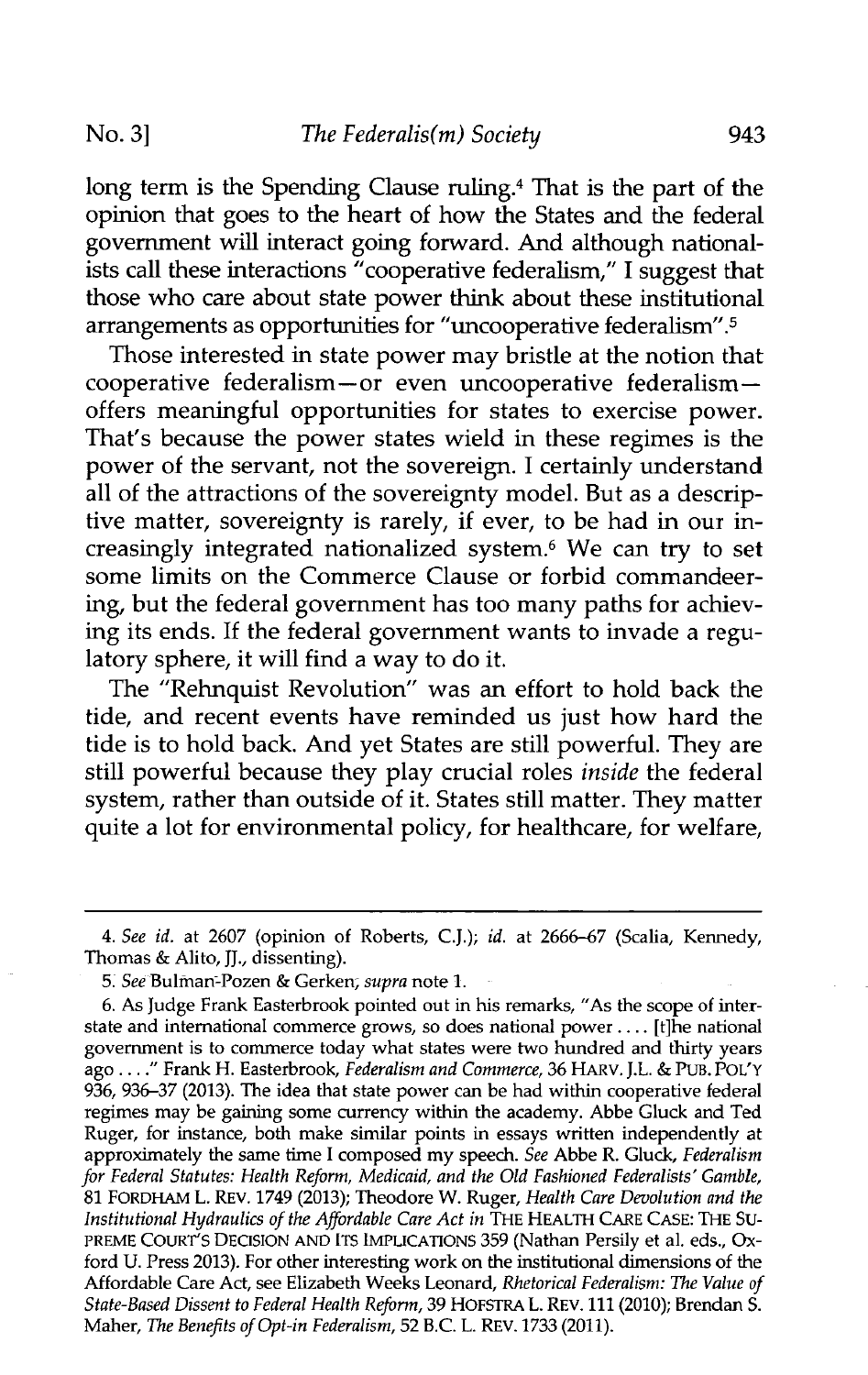long term is the Spending Clause ruling.[4] That is the part of the opinion that goes to the heart of how the States and the federal government will interact going forward. And although nationalists call these interactions "cooperative federalism," I suggest that those who care about state power think about these institutional arrangements as opportunities for "uncooperative federalism".[5]

Those interested in state power may bristle at the notion that cooperative federalism—or even uncooperative federalism—offers meaningful opportunities for states to exercise power. That's because the power states wield in these regimes is the power of the servant, not the sovereign. I certainly understand all of the attractions of the sovereignty model. But as a descriptive matter, sovereignty is rarely, if ever, to be had in our increasingly integrated nationalized system.[6] We can try to set some limits on the Commerce Clause or forbid commandeering, but the federal government has too many paths for achieving its ends. If the federal government wants to invade a regulatory sphere, it will find a way to do it.

The "Rehnquist Revolution" was an effort to hold back the tide, and recent events have reminded us just how hard the tide is to hold back. And yet States are still powerful. They are still powerful because they play crucial roles *inside* the federal system, rather than outside of it. States still matter. They matter quite a lot for environmental policy, for healthcare, for welfare,

---

4. *See id.* at 2607 (opinion of Roberts, C.J.); *id.* at 2666–67 (Scalia, Kennedy, Thomas & Alito, JJ., dissenting).

5. *See* Bulman-Pozen & Gerken, *supra* note 1.

6. As Judge Frank Easterbrook pointed out in his remarks, "As the scope of interstate and international commerce grows, so does national power . . . . [t]he national government is to commerce today what states were two hundred and thirty years ago . . . ." Frank H. Easterbrook, *Federalism and Commerce*, 36 HARV. J.L. & PUB. POL'Y 936, 936–37 (2013). The idea that state power can be had within cooperative federal regimes may be gaining some currency within the academy. Abbe Gluck and Ted Ruger, for instance, both make similar points in essays written independently at approximately the same time I composed my speech. *See* Abbe R. Gluck, *Federalism for Federal Statutes: Health Reform, Medicaid, and the Old Fashioned Federalists' Gamble*, 81 FORDHAM L. REV. 1749 (2013); Theodore W. Ruger, *Health Care Devolution and the Institutional Hydraulics of the Affordable Care Act in* THE HEALTH CARE CASE: THE SUPREME COURT'S DECISION AND ITS IMPLICATIONS 359 (Nathan Persily et al. eds., Oxford U. Press 2013). For other interesting work on the institutional dimensions of the Affordable Care Act, see Elizabeth Weeks Leonard, *Rhetorical Federalism: The Value of State-Based Dissent to Federal Health Reform*, 39 HOFSTRA L. REV. 111 (2010); Brendan S. Maher, *The Benefits of Opt-in Federalism*, 52 B.C. L. REV. 1733 (2011).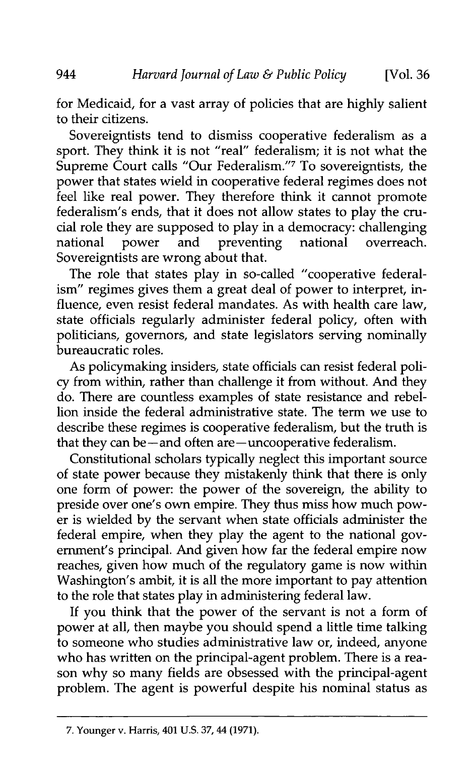for Medicaid, for a vast array of policies that are highly salient to their citizens.

Sovereigntists tend to dismiss cooperative federalism as a sport. They think it is not "real" federalism; it is not what the Supreme Court calls "Our Federalism."[7] To sovereigntists, the power that states wield in cooperative federal regimes does not feel like real power. They therefore think it cannot promote federalism's ends, that it does not allow states to play the crucial role they are supposed to play in a democracy: challenging national power and preventing national overreach. Sovereigntists are wrong about that.

The role that states play in so-called "cooperative federalism" regimes gives them a great deal of power to interpret, influence, even resist federal mandates. As with health care law, state officials regularly administer federal policy, often with politicians, governors, and state legislators serving nominally bureaucratic roles.

As policymaking insiders, state officials can resist federal policy from within, rather than challenge it from without. And they do. There are countless examples of state resistance and rebellion inside the federal administrative state. The term we use to describe these regimes is cooperative federalism, but the truth is that they can be—and often are—uncooperative federalism.

Constitutional scholars typically neglect this important source of state power because they mistakenly think that there is only one form of power: the power of the sovereign, the ability to preside over one's own empire. They thus miss how much power is wielded by the servant when state officials administer the federal empire, when they play the agent to the national government's principal. And given how far the federal empire now reaches, given how much of the regulatory game is now within Washington's ambit, it is all the more important to pay attention to the role that states play in administering federal law.

If you think that the power of the servant is not a form of power at all, then maybe you should spend a little time talking to someone who studies administrative law or, indeed, anyone who has written on the principal-agent problem. There is a reason why so many fields are obsessed with the principal-agent problem. The agent is powerful despite his nominal status as

---

7. Younger v. Harris, 401 U.S. 37, 44 (1971).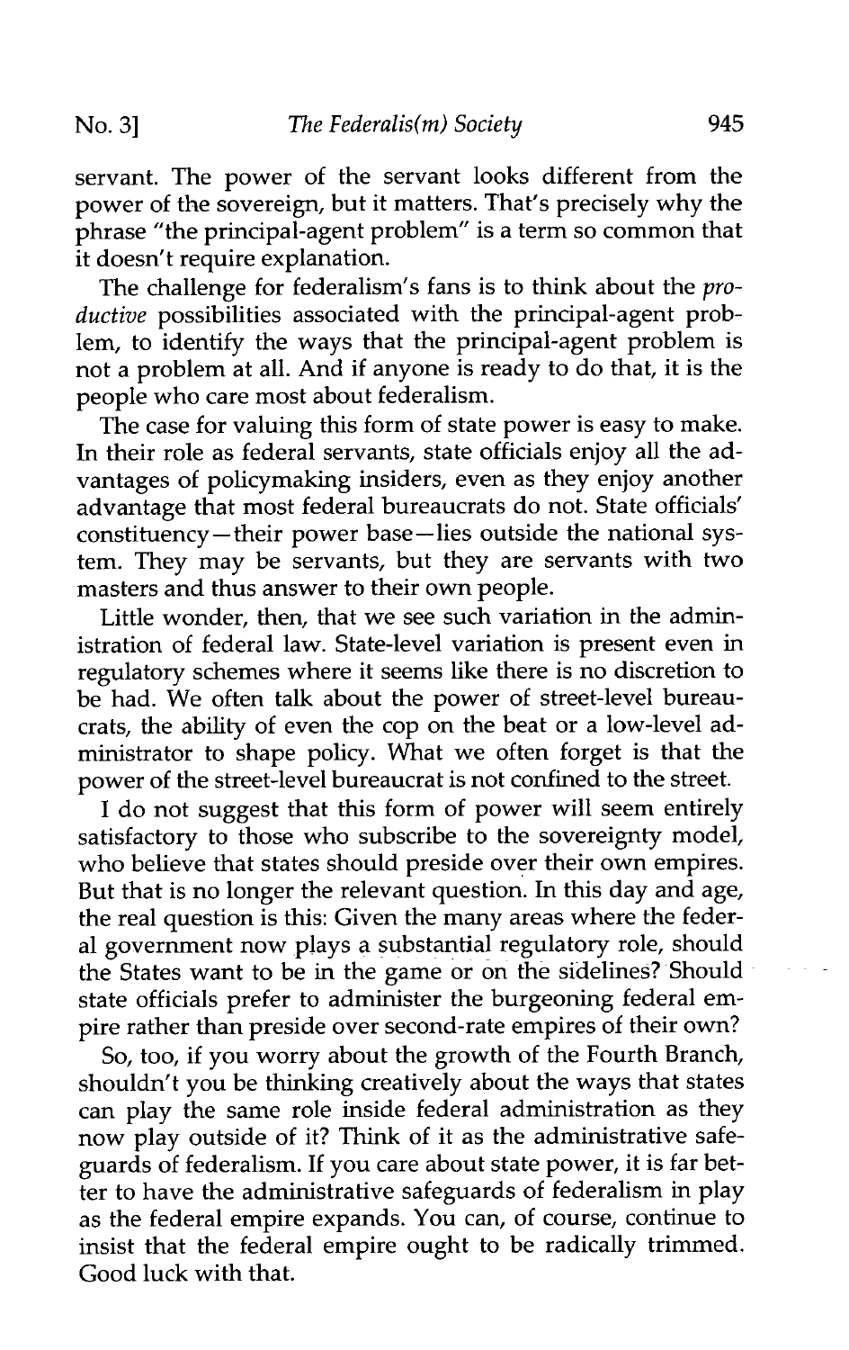servant. The power of the servant looks different from the power of the sovereign, but it matters. That's precisely why the phrase "the principal-agent problem" is a term so common that it doesn't require explanation.

The challenge for federalism's fans is to think about the *productive* possibilities associated with the principal-agent problem, to identify the ways that the principal-agent problem is not a problem at all. And if anyone is ready to do that, it is the people who care most about federalism.

The case for valuing this form of state power is easy to make. In their role as federal servants, state officials enjoy all the advantages of policymaking insiders, even as they enjoy another advantage that most federal bureaucrats do not. State officials' constituency—their power base—lies outside the national system. They may be servants, but they are servants with two masters and thus answer to their own people.

Little wonder, then, that we see such variation in the administration of federal law. State-level variation is present even in regulatory schemes where it seems like there is no discretion to be had. We often talk about the power of street-level bureaucrats, the ability of even the cop on the beat or a low-level administrator to shape policy. What we often forget is that the power of the street-level bureaucrat is not confined to the street.

I do not suggest that this form of power will seem entirely satisfactory to those who subscribe to the sovereignty model, who believe that states should preside over their own empires. But that is no longer the relevant question. In this day and age, the real question is this: Given the many areas where the federal government now plays a substantial regulatory role, should the States want to be in the game or on the sidelines? Should state officials prefer to administer the burgeoning federal empire rather than preside over second-rate empires of their own?

So, too, if you worry about the growth of the Fourth Branch, shouldn't you be thinking creatively about the ways that states can play the same role inside federal administration as they now play outside of it? Think of it as the administrative safeguards of federalism. If you care about state power, it is far better to have the administrative safeguards of federalism in play as the federal empire expands. You can, of course, continue to insist that the federal empire ought to be radically trimmed. Good luck with that.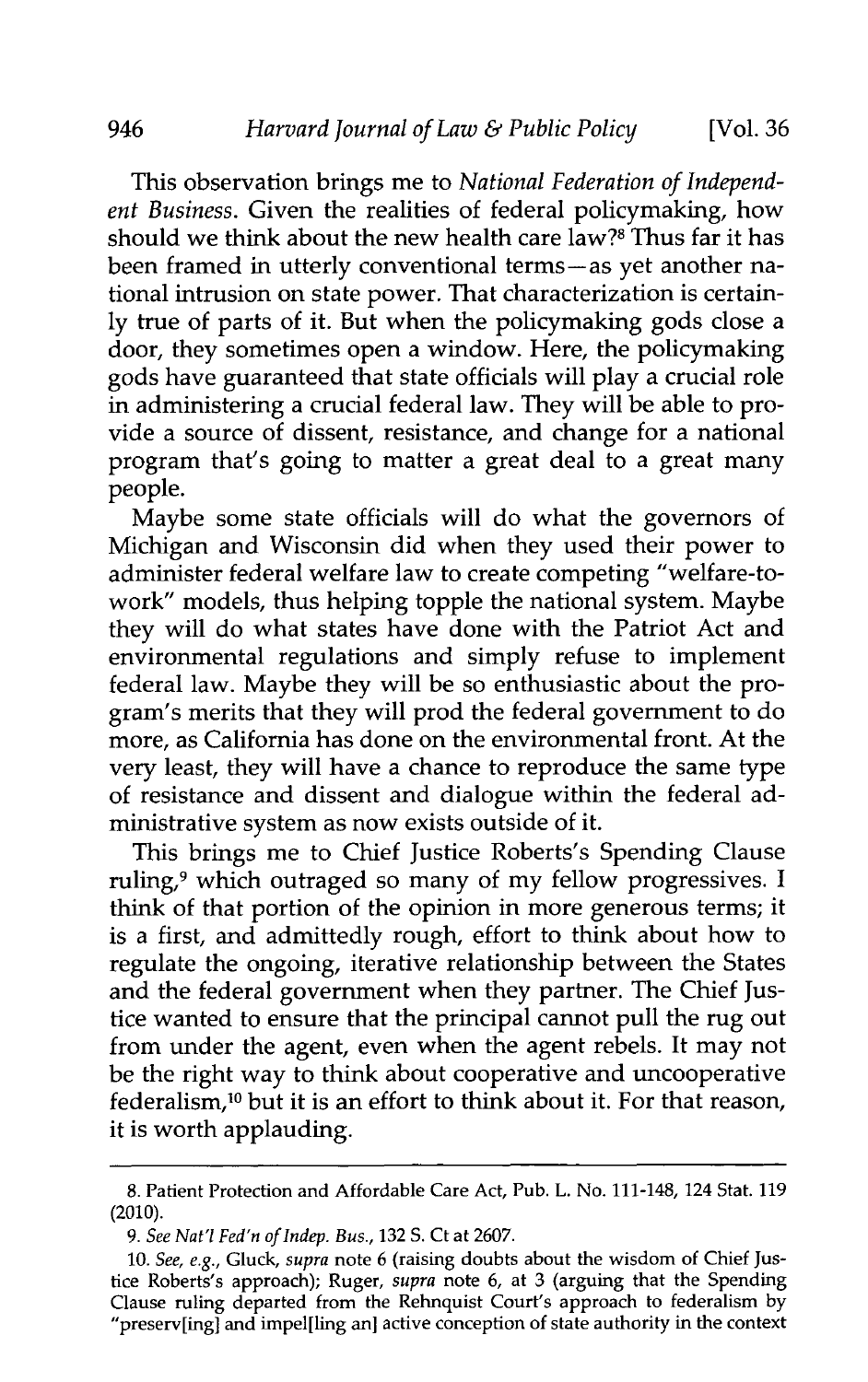This observation brings me to *National Federation of Independent Business*. Given the realities of federal policymaking, how should we think about the new health care law?[8] Thus far it has been framed in utterly conventional terms—as yet another national intrusion on state power. That characterization is certainly true of parts of it. But when the policymaking gods close a door, they sometimes open a window. Here, the policymaking gods have guaranteed that state officials will play a crucial role in administering a crucial federal law. They will be able to provide a source of dissent, resistance, and change for a national program that's going to matter a great deal to a great many people.

Maybe some state officials will do what the governors of Michigan and Wisconsin did when they used their power to administer federal welfare law to create competing "welfare-to-work" models, thus helping topple the national system. Maybe they will do what states have done with the Patriot Act and environmental regulations and simply refuse to implement federal law. Maybe they will be so enthusiastic about the program's merits that they will prod the federal government to do more, as California has done on the environmental front. At the very least, they will have a chance to reproduce the same type of resistance and dissent and dialogue within the federal administrative system as now exists outside of it.

This brings me to Chief Justice Roberts's Spending Clause ruling,[9] which outraged so many of my fellow progressives. I think of that portion of the opinion in more generous terms; it is a first, and admittedly rough, effort to think about how to regulate the ongoing, iterative relationship between the States and the federal government when they partner. The Chief Justice wanted to ensure that the principal cannot pull the rug out from under the agent, even when the agent rebels. It may not be the right way to think about cooperative and uncooperative federalism,[10] but it is an effort to think about it. For that reason, it is worth applauding.

---

8. Patient Protection and Affordable Care Act, Pub. L. No. 111-148, 124 Stat. 119 (2010).

9. *See Nat'l Fed'n of Indep. Bus.*, 132 S. Ct at 2607.

10. *See, e.g.*, Gluck, *supra* note 6 (raising doubts about the wisdom of Chief Justice Roberts's approach); Ruger, *supra* note 6, at 3 (arguing that the Spending Clause ruling departed from the Rehnquist Court's approach to federalism by "preserv[ing] and impel[ling an] active conception of state authority in the context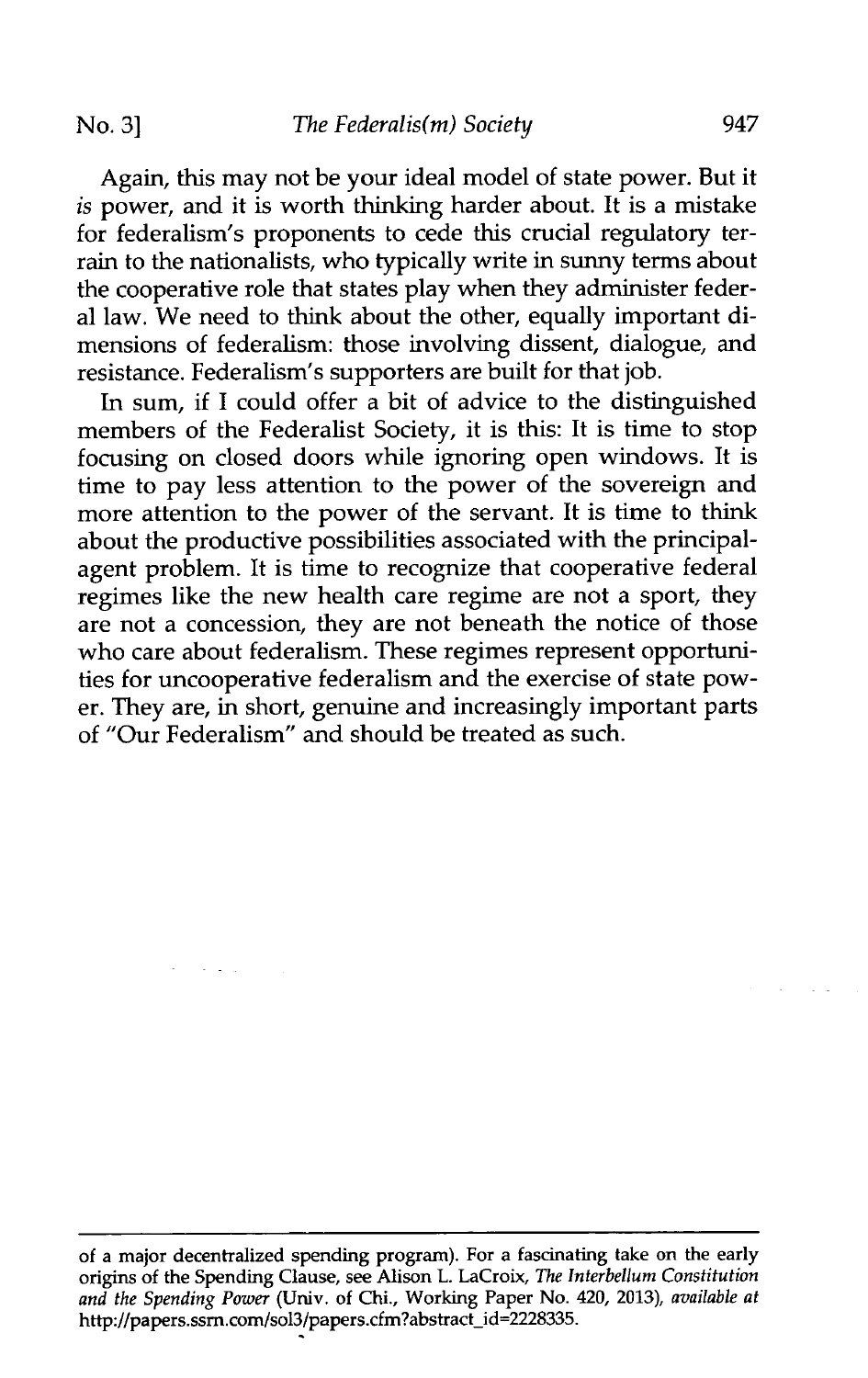Again, this may not be your ideal model of state power. But it *is* power, and it is worth thinking harder about. It is a mistake for federalism's proponents to cede this crucial regulatory terrain to the nationalists, who typically write in sunny terms about the cooperative role that states play when they administer federal law. We need to think about the other, equally important dimensions of federalism: those involving dissent, dialogue, and resistance. Federalism's supporters are built for that job.

In sum, if I could offer a bit of advice to the distinguished members of the Federalist Society, it is this: It is time to stop focusing on closed doors while ignoring open windows. It is time to pay less attention to the power of the sovereign and more attention to the power of the servant. It is time to think about the productive possibilities associated with the principal-agent problem. It is time to recognize that cooperative federal regimes like the new health care regime are not a sport, they are not a concession, they are not beneath the notice of those who care about federalism. These regimes represent opportunities for uncooperative federalism and the exercise of state power. They are, in short, genuine and increasingly important parts of "Our Federalism" and should be treated as such.

---

of a major decentralized spending program). For a fascinating take on the early origins of the Spending Clause, see Alison L. LaCroix, *The Interbellum Constitution and the Spending Power* (Univ. of Chi., Working Paper No. 420, 2013), *available at* http://papers.ssrn.com/sol3/papers.cfm?abstract_id=2228335.